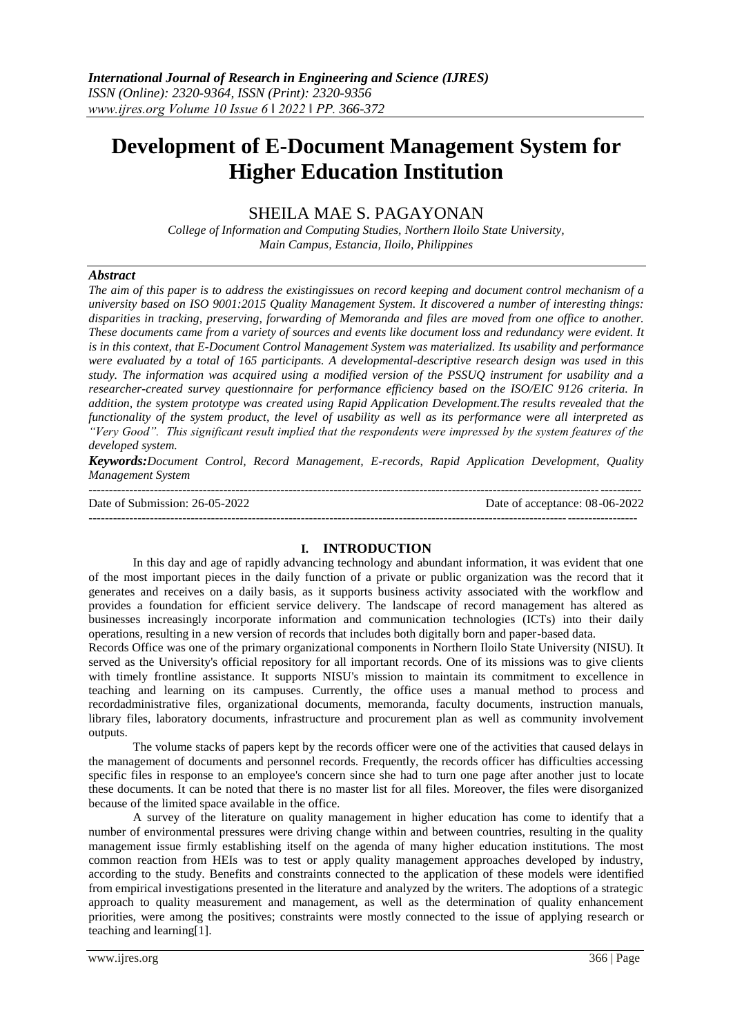# Development of E-Document Management System for Higher Education Institution

SHEILA MAE S. PAGAYONAN

*College of Information and Computing Studies, Northern Iloilo State University, Main Campus, Estancia, Iloilo, Philippines*

## *Abstract*

*The aim of this paper is to address the existingissues on record keeping and document control mechanism of a university based on ISO 9001:2015 Quality Management System. It discovered a number of interesting things: disparities in tracking, preserving, forwarding of Memoranda and files are moved from one office to another. These documents came from a variety of sources and events like document loss and redundancy were evident. It is in this context, that E-Document Control Management System was materialized. Its usability and performance were evaluated by a total of 165 participants. A developmental-descriptive research design was used in this study. The information was acquired using a modified version of the PSSUQ instrument for usability and a researcher-created survey questionnaire for performance efficiency based on the ISO/EIC 9126 criteria. In addition, the system prototype was created using Rapid Application Development.The results revealed that the functionality of the system product, the level of usability as well as its performance were all interpreted as "Very Good". This significant result implied that the respondents were impressed by the system features of the developed system.*

***Keywords:****Document Control, Record Management, E-records, Rapid Application Development, Quality Management System*

---

Date of Submission: 26-05-2022 &nbsp;&nbsp;&nbsp;&nbsp;&nbsp;&nbsp;&nbsp;&nbsp; Date of acceptance: 08-06-2022

---

## I. INTRODUCTION

In this day and age of rapidly advancing technology and abundant information, it was evident that one of the most important pieces in the daily function of a private or public organization was the record that it generates and receives on a daily basis, as it supports business activity associated with the workflow and provides a foundation for efficient service delivery. The landscape of record management has altered as businesses increasingly incorporate information and communication technologies (ICTs) into their daily operations, resulting in a new version of records that includes both digitally born and paper-based data.

Records Office was one of the primary organizational components in Northern Iloilo State University (NISU). It served as the University's official repository for all important records. One of its missions was to give clients with timely frontline assistance. It supports NISU's mission to maintain its commitment to excellence in teaching and learning on its campuses. Currently, the office uses a manual method to process and recordadministrative files, organizational documents, memoranda, faculty documents, instruction manuals, library files, laboratory documents, infrastructure and procurement plan as well as community involvement outputs.

The volume stacks of papers kept by the records officer were one of the activities that caused delays in the management of documents and personnel records. Frequently, the records officer has difficulties accessing specific files in response to an employee's concern since she had to turn one page after another just to locate these documents. It can be noted that there is no master list for all files. Moreover, the files were disorganized because of the limited space available in the office.

A survey of the literature on quality management in higher education has come to identify that a number of environmental pressures were driving change within and between countries, resulting in the quality management issue firmly establishing itself on the agenda of many higher education institutions. The most common reaction from HEIs was to test or apply quality management approaches developed by industry, according to the study. Benefits and constraints connected to the application of these models were identified from empirical investigations presented in the literature and analyzed by the writers. The adoptions of a strategic approach to quality measurement and management, as well as the determination of quality enhancement priorities, were among the positives; constraints were mostly connected to the issue of applying research or teaching and learning[1].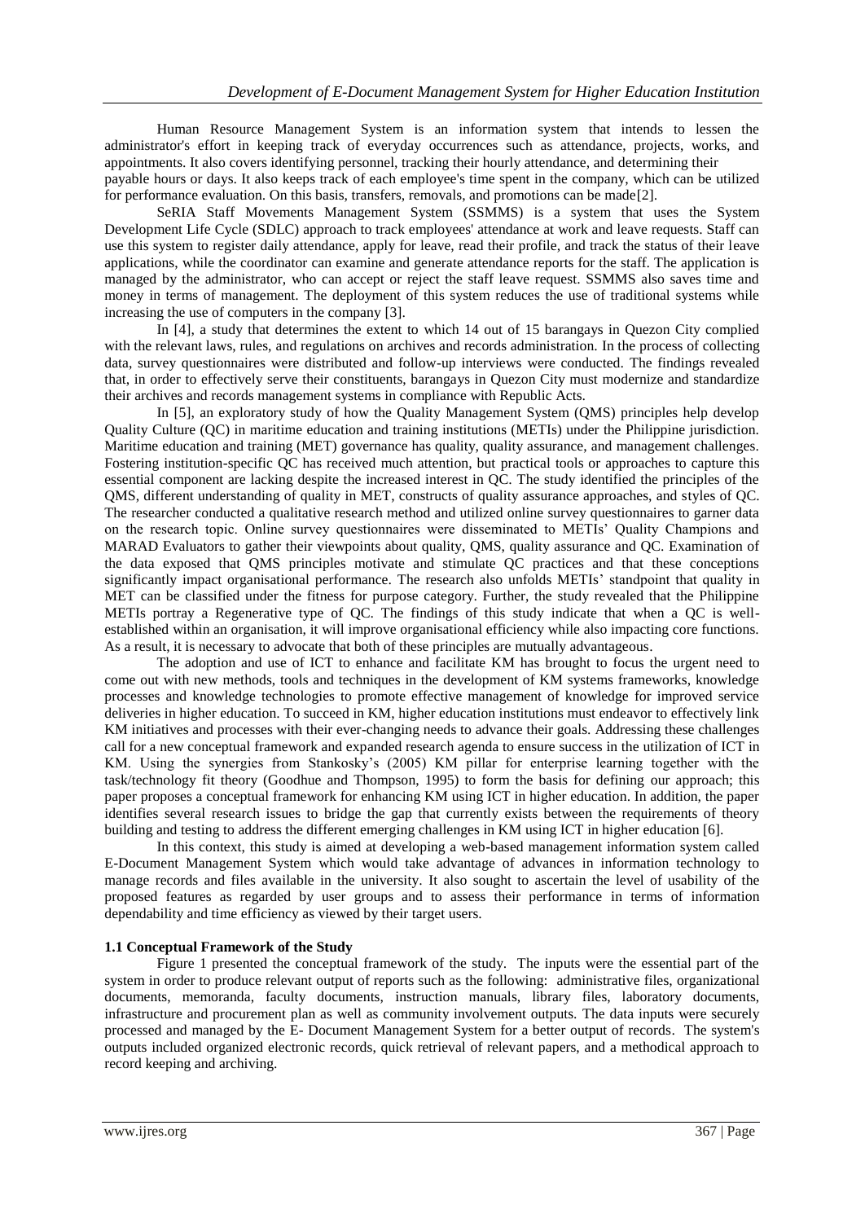Human Resource Management System is an information system that intends to lessen the administrator's effort in keeping track of everyday occurrences such as attendance, projects, works, and appointments. It also covers identifying personnel, tracking their hourly attendance, and determining their payable hours or days. It also keeps track of each employee's time spent in the company, which can be utilized for performance evaluation. On this basis, transfers, removals, and promotions can be made[2].

SeRIA Staff Movements Management System (SSMMS) is a system that uses the System Development Life Cycle (SDLC) approach to track employees' attendance at work and leave requests. Staff can use this system to register daily attendance, apply for leave, read their profile, and track the status of their leave applications, while the coordinator can examine and generate attendance reports for the staff. The application is managed by the administrator, who can accept or reject the staff leave request. SSMMS also saves time and money in terms of management. The deployment of this system reduces the use of traditional systems while increasing the use of computers in the company [3].

In [4], a study that determines the extent to which 14 out of 15 barangays in Quezon City complied with the relevant laws, rules, and regulations on archives and records administration. In the process of collecting data, survey questionnaires were distributed and follow-up interviews were conducted. The findings revealed that, in order to effectively serve their constituents, barangays in Quezon City must modernize and standardize their archives and records management systems in compliance with Republic Acts.

In [5], an exploratory study of how the Quality Management System (QMS) principles help develop Quality Culture (QC) in maritime education and training institutions (METIs) under the Philippine jurisdiction. Maritime education and training (MET) governance has quality, quality assurance, and management challenges. Fostering institution-specific QC has received much attention, but practical tools or approaches to capture this essential component are lacking despite the increased interest in QC. The study identified the principles of the QMS, different understanding of quality in MET, constructs of quality assurance approaches, and styles of QC. The researcher conducted a qualitative research method and utilized online survey questionnaires to garner data on the research topic. Online survey questionnaires were disseminated to METIs' Quality Champions and MARAD Evaluators to gather their viewpoints about quality, QMS, quality assurance and QC. Examination of the data exposed that QMS principles motivate and stimulate QC practices and that these conceptions significantly impact organisational performance. The research also unfolds METIs' standpoint that quality in MET can be classified under the fitness for purpose category. Further, the study revealed that the Philippine METIs portray a Regenerative type of QC. The findings of this study indicate that when a QC is well-established within an organisation, it will improve organisational efficiency while also impacting core functions. As a result, it is necessary to advocate that both of these principles are mutually advantageous.

The adoption and use of ICT to enhance and facilitate KM has brought to focus the urgent need to come out with new methods, tools and techniques in the development of KM systems frameworks, knowledge processes and knowledge technologies to promote effective management of knowledge for improved service deliveries in higher education. To succeed in KM, higher education institutions must endeavor to effectively link KM initiatives and processes with their ever-changing needs to advance their goals. Addressing these challenges call for a new conceptual framework and expanded research agenda to ensure success in the utilization of ICT in KM. Using the synergies from Stankosky's (2005) KM pillar for enterprise learning together with the task/technology fit theory (Goodhue and Thompson, 1995) to form the basis for defining our approach; this paper proposes a conceptual framework for enhancing KM using ICT in higher education. In addition, the paper identifies several research issues to bridge the gap that currently exists between the requirements of theory building and testing to address the different emerging challenges in KM using ICT in higher education [6].

In this context, this study is aimed at developing a web-based management information system called E-Document Management System which would take advantage of advances in information technology to manage records and files available in the university. It also sought to ascertain the level of usability of the proposed features as regarded by user groups and to assess their performance in terms of information dependability and time efficiency as viewed by their target users.

### 1.1 Conceptual Framework of the Study

Figure 1 presented the conceptual framework of the study. The inputs were the essential part of the system in order to produce relevant output of reports such as the following: administrative files, organizational documents, memoranda, faculty documents, instruction manuals, library files, laboratory documents, infrastructure and procurement plan as well as community involvement outputs. The data inputs were securely processed and managed by the E- Document Management System for a better output of records. The system's outputs included organized electronic records, quick retrieval of relevant papers, and a methodical approach to record keeping and archiving.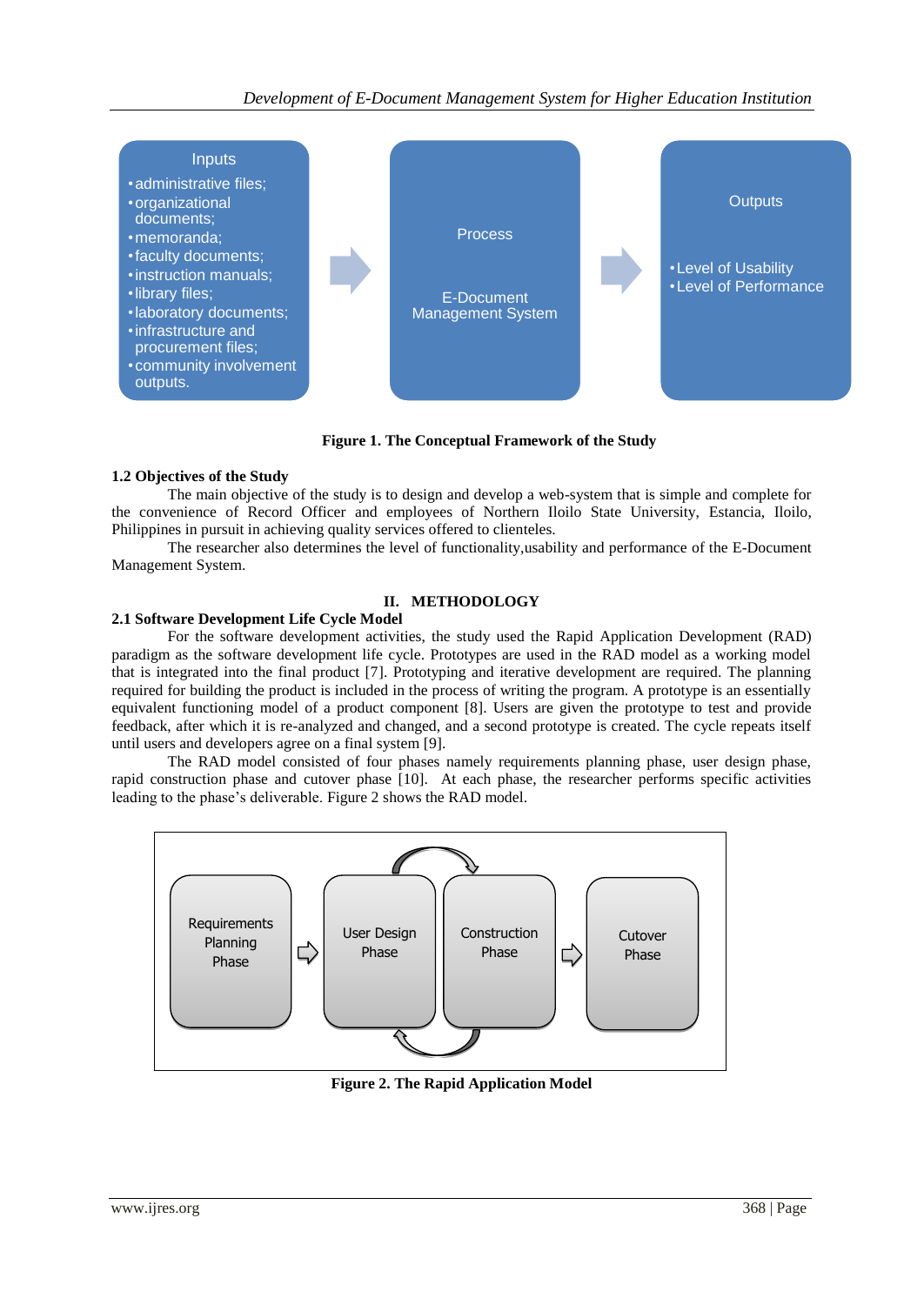Inputs
- administrative files;
- organizational documents;
- memoranda;
- faculty documents;
- instruction manuals;
- library files;
- laboratory documents;
- infrastructure and procurement files;
- community involvement outputs.

Process

E-Document Management System

Outputs
- Level of Usability
- Level of Performance

**Figure 1. The Conceptual Framework of the Study**

### 1.2 Objectives of the Study

The main objective of the study is to design and develop a web-system that is simple and complete for the convenience of Record Officer and employees of Northern Iloilo State University, Estancia, Iloilo, Philippines in pursuit in achieving quality services offered to clienteles.

The researcher also determines the level of functionality,usability and performance of the E-Document Management System.

## II. METHODOLOGY

### 2.1 Software Development Life Cycle Model

For the software development activities, the study used the Rapid Application Development (RAD) paradigm as the software development life cycle. Prototypes are used in the RAD model as a working model that is integrated into the final product [7]. Prototyping and iterative development are required. The planning required for building the product is included in the process of writing the program. A prototype is an essentially equivalent functioning model of a product component [8]. Users are given the prototype to test and provide feedback, after which it is re-analyzed and changed, and a second prototype is created. The cycle repeats itself until users and developers agree on a final system [9].

The RAD model consisted of four phases namely requirements planning phase, user design phase, rapid construction phase and cutover phase [10]. At each phase, the researcher performs specific activities leading to the phase's deliverable. Figure 2 shows the RAD model.

Requirements Planning Phase → User Design Phase ⇄ Construction Phase → Cutover Phase

**Figure 2. The Rapid Application Model**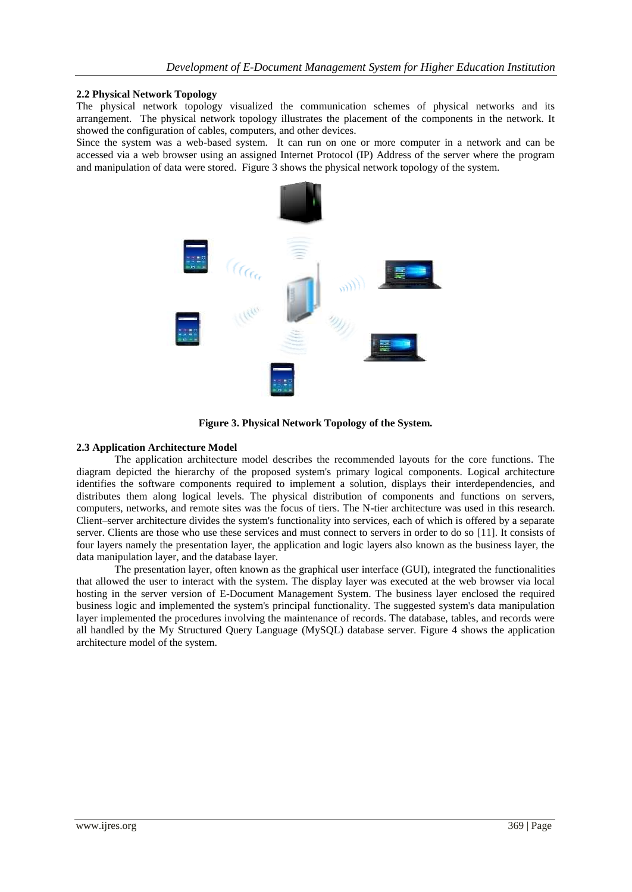### 2.2 Physical Network Topology

The physical network topology visualized the communication schemes of physical networks and its arrangement. The physical network topology illustrates the placement of the components in the network. It showed the configuration of cables, computers, and other devices.

Since the system was a web-based system. It can run on one or more computer in a network and can be accessed via a web browser using an assigned Internet Protocol (IP) Address of the server where the program and manipulation of data were stored. Figure 3 shows the physical network topology of the system.

**Figure 3. Physical Network Topology of the System.**

### 2.3 Application Architecture Model

The application architecture model describes the recommended layouts for the core functions. The diagram depicted the hierarchy of the proposed system's primary logical components. Logical architecture identifies the software components required to implement a solution, displays their interdependencies, and distributes them along logical levels. The physical distribution of components and functions on servers, computers, networks, and remote sites was the focus of tiers. The N-tier architecture was used in this research. Client–server architecture divides the system's functionality into services, each of which is offered by a separate server. Clients are those who use these services and must connect to servers in order to do so [11]. It consists of four layers namely the presentation layer, the application and logic layers also known as the business layer, the data manipulation layer, and the database layer.

The presentation layer, often known as the graphical user interface (GUI), integrated the functionalities that allowed the user to interact with the system. The display layer was executed at the web browser via local hosting in the server version of E-Document Management System. The business layer enclosed the required business logic and implemented the system's principal functionality. The suggested system's data manipulation layer implemented the procedures involving the maintenance of records. The database, tables, and records were all handled by the My Structured Query Language (MySQL) database server. Figure 4 shows the application architecture model of the system.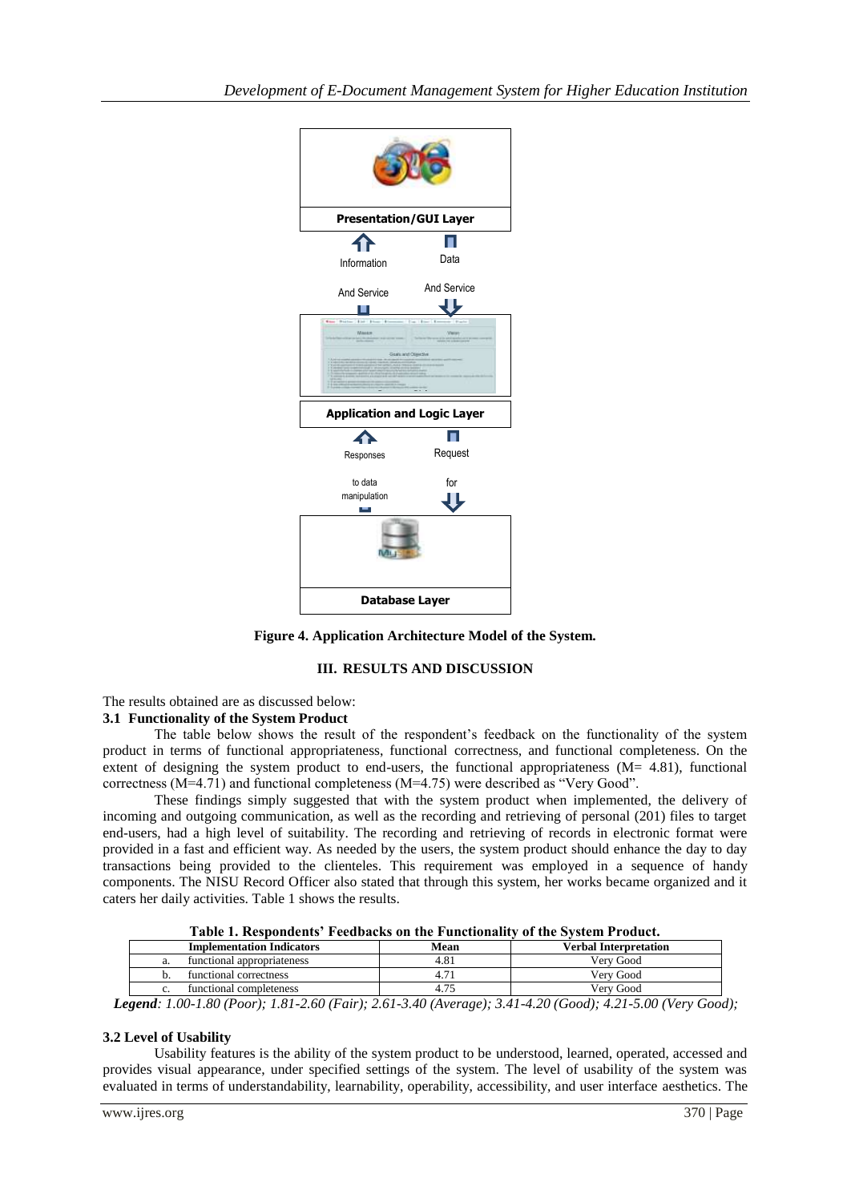Presentation/GUI Layer

Information And Service

Data And Service

Application and Logic Layer

Responses to data manipulation

Request for

Database Layer

**Figure 4. Application Architecture Model of the System.**

## III. RESULTS AND DISCUSSION

The results obtained are as discussed below:

### 3.1 Functionality of the System Product

The table below shows the result of the respondent's feedback on the functionality of the system product in terms of functional appropriateness, functional correctness, and functional completeness. On the extent of designing the system product to end-users, the functional appropriateness (M= 4.81), functional correctness (M=4.71) and functional completeness (M=4.75) were described as "Very Good".

These findings simply suggested that with the system product when implemented, the delivery of incoming and outgoing communication, as well as the recording and retrieving of personal (201) files to target end-users, had a high level of suitability. The recording and retrieving of records in electronic format were provided in a fast and efficient way. As needed by the users, the system product should enhance the day to day transactions being provided to the clienteles. This requirement was employed in a sequence of handy components. The NISU Record Officer also stated that through this system, her works became organized and it caters her daily activities. Table 1 shows the results.

**Table 1. Respondents' Feedbacks on the Functionality of the System Product.**

| Implementation Indicators | Mean | Verbal Interpretation |
|---|---|---|
| a. functional appropriateness | 4.81 | Very Good |
| b. functional correctness | 4.71 | Very Good |
| c. functional completeness | 4.75 | Very Good |

***Legend**: 1.00-1.80 (Poor); 1.81-2.60 (Fair); 2.61-3.40 (Average); 3.41-4.20 (Good); 4.21-5.00 (Very Good);*

### 3.2 Level of Usability

Usability features is the ability of the system product to be understood, learned, operated, accessed and provides visual appearance, under specified settings of the system. The level of usability of the system was evaluated in terms of understandability, learnability, operability, accessibility, and user interface aesthetics. The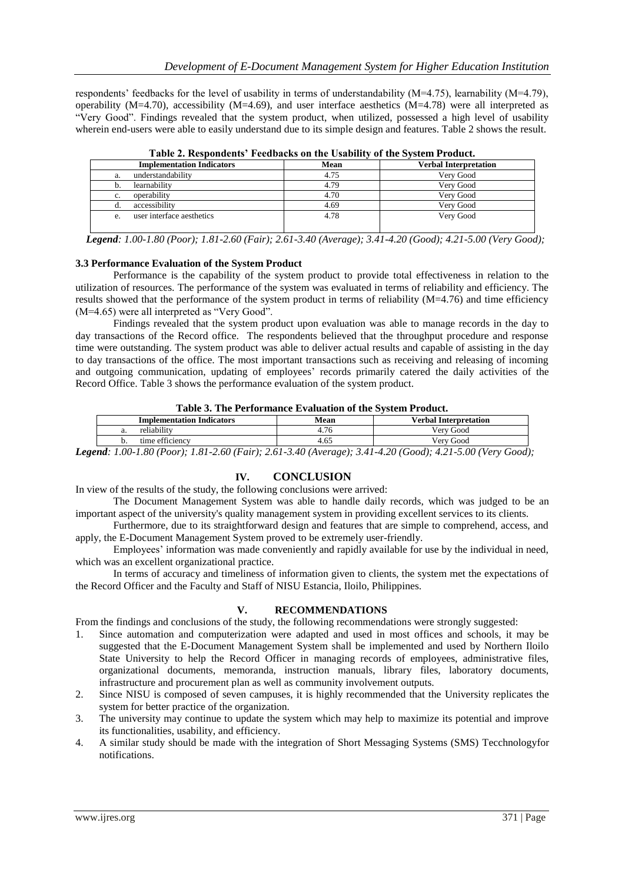respondents' feedbacks for the level of usability in terms of understandability (M=4.75), learnability (M=4.79), operability (M=4.70), accessibility (M=4.69), and user interface aesthetics (M=4.78) were all interpreted as "Very Good". Findings revealed that the system product, when utilized, possessed a high level of usability wherein end-users were able to easily understand due to its simple design and features. Table 2 shows the result.

**Table 2. Respondents' Feedbacks on the Usability of the System Product.**

| Implementation Indicators | Mean | Verbal Interpretation |
|---|---|---|
| a. understandability | 4.75 | Very Good |
| b. learnability | 4.79 | Very Good |
| c. operability | 4.70 | Very Good |
| d. accessibility | 4.69 | Very Good |
| e. user interface aesthetics | 4.78 | Very Good |

***Legend**: 1.00-1.80 (Poor); 1.81-2.60 (Fair); 2.61-3.40 (Average); 3.41-4.20 (Good); 4.21-5.00 (Very Good);*

### 3.3 Performance Evaluation of the System Product

Performance is the capability of the system product to provide total effectiveness in relation to the utilization of resources. The performance of the system was evaluated in terms of reliability and efficiency. The results showed that the performance of the system product in terms of reliability (M=4.76) and time efficiency (M=4.65) were all interpreted as "Very Good".

Findings revealed that the system product upon evaluation was able to manage records in the day to day transactions of the Record office. The respondents believed that the throughput procedure and response time were outstanding. The system product was able to deliver actual results and capable of assisting in the day to day transactions of the office. The most important transactions such as receiving and releasing of incoming and outgoing communication, updating of employees' records primarily catered the daily activities of the Record Office. Table 3 shows the performance evaluation of the system product.

**Table 3. The Performance Evaluation of the System Product.**

| Implementation Indicators | Mean | Verbal Interpretation |
|---|---|---|
| a. reliability | 4.76 | Very Good |
| b. time efficiency | 4.65 | Very Good |

***Legend**: 1.00-1.80 (Poor); 1.81-2.60 (Fair); 2.61-3.40 (Average); 3.41-4.20 (Good); 4.21-5.00 (Very Good);*

## IV. CONCLUSION

In view of the results of the study, the following conclusions were arrived:

The Document Management System was able to handle daily records, which was judged to be an important aspect of the university's quality management system in providing excellent services to its clients.

Furthermore, due to its straightforward design and features that are simple to comprehend, access, and apply, the E-Document Management System proved to be extremely user-friendly.

Employees' information was made conveniently and rapidly available for use by the individual in need, which was an excellent organizational practice.

In terms of accuracy and timeliness of information given to clients, the system met the expectations of the Record Officer and the Faculty and Staff of NISU Estancia, Iloilo, Philippines.

## V. RECOMMENDATIONS

From the findings and conclusions of the study, the following recommendations were strongly suggested:

1. Since automation and computerization were adapted and used in most offices and schools, it may be suggested that the E-Document Management System shall be implemented and used by Northern Iloilo State University to help the Record Officer in managing records of employees, administrative files, organizational documents, memoranda, instruction manuals, library files, laboratory documents, infrastructure and procurement plan as well as community involvement outputs.
2. Since NISU is composed of seven campuses, it is highly recommended that the University replicates the system for better practice of the organization.
3. The university may continue to update the system which may help to maximize its potential and improve its functionalities, usability, and efficiency.
4. A similar study should be made with the integration of Short Messaging Systems (SMS) Tecchnologyfor notifications.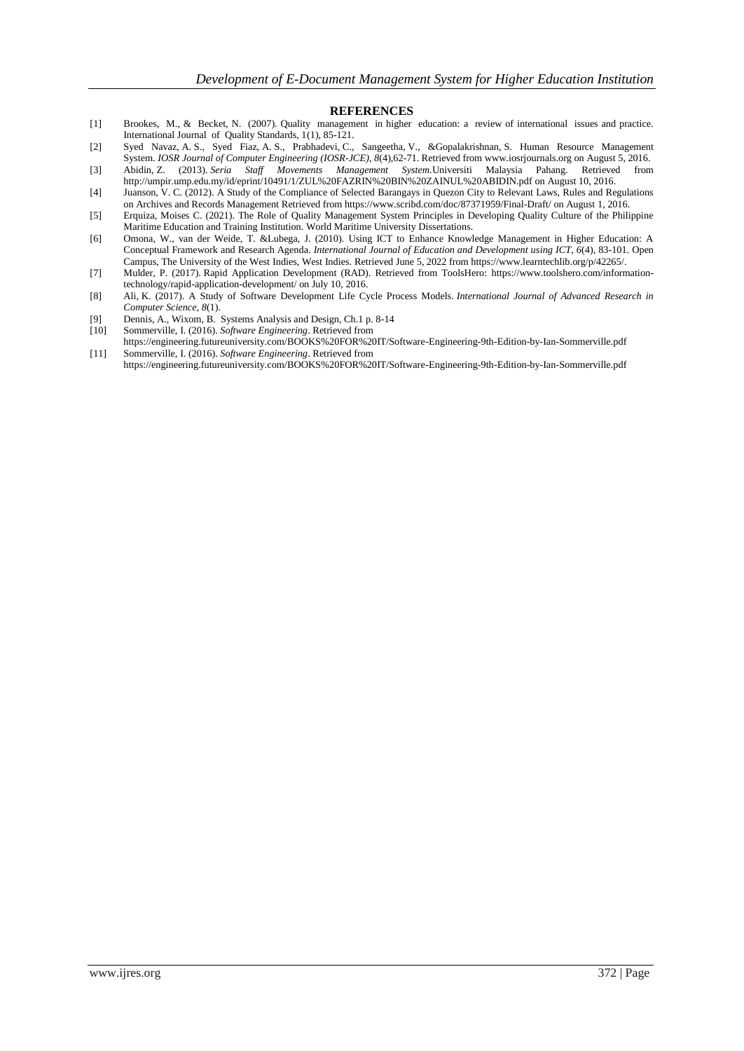## REFERENCES

[1] Brookes, M., & Becket, N. (2007). Quality management in higher education: a review of international issues and practice. International Journal of Quality Standards, 1(1), 85-121.

[2] Syed Navaz, A. S., Syed Fiaz, A. S., Prabhadevi, C., Sangeetha, V., &Gopalakrishnan, S. Human Resource Management System. *IOSR Journal of Computer Engineering (IOSR-JCE)*, *8*(4),62-71. Retrieved from www.iosrjournals.org on August 5, 2016.

[3] Abidin, Z. (2013). *Seria Staff Movements Management System.*Universiti Malaysia Pahang. Retrieved from http://umpir.ump.edu.my/id/eprint/10491/1/ZUL%20FAZRIN%20BIN%20ZAINUL%20ABIDIN.pdf on August 10, 2016.

[4] Juanson, V. C. (2012). A Study of the Compliance of Selected Barangays in Quezon City to Relevant Laws, Rules and Regulations on Archives and Records Management Retrieved from https://www.scribd.com/doc/87371959/Final-Draft/ on August 1, 2016.

[5] Erquiza, Moises C. (2021). The Role of Quality Management System Principles in Developing Quality Culture of the Philippine Maritime Education and Training Institution. World Maritime University Dissertations.

[6] Omona, W., van der Weide, T. &Lubega, J. (2010). Using ICT to Enhance Knowledge Management in Higher Education: A Conceptual Framework and Research Agenda. *International Journal of Education and Development using ICT*, *6*(4), 83-101. Open Campus, The University of the West Indies, West Indies. Retrieved June 5, 2022 from https://www.learntechlib.org/p/42265/.

[7] Mulder, P. (2017). Rapid Application Development (RAD). Retrieved from ToolsHero: https://www.toolshero.com/information-technology/rapid-application-development/ on July 10, 2016.

[8] Ali, K. (2017). A Study of Software Development Life Cycle Process Models. *International Journal of Advanced Research in Computer Science, 8*(1).

[9] Dennis, A., Wixom, B. Systems Analysis and Design, Ch.1 p. 8-14

[10] Sommerville, I. (2016). *Software Engineering*. Retrieved from https://engineering.futureuniversity.com/BOOKS%20FOR%20IT/Software-Engineering-9th-Edition-by-Ian-Sommerville.pdf

[11] Sommerville, I. (2016). *Software Engineering*. Retrieved from https://engineering.futureuniversity.com/BOOKS%20FOR%20IT/Software-Engineering-9th-Edition-by-Ian-Sommerville.pdf